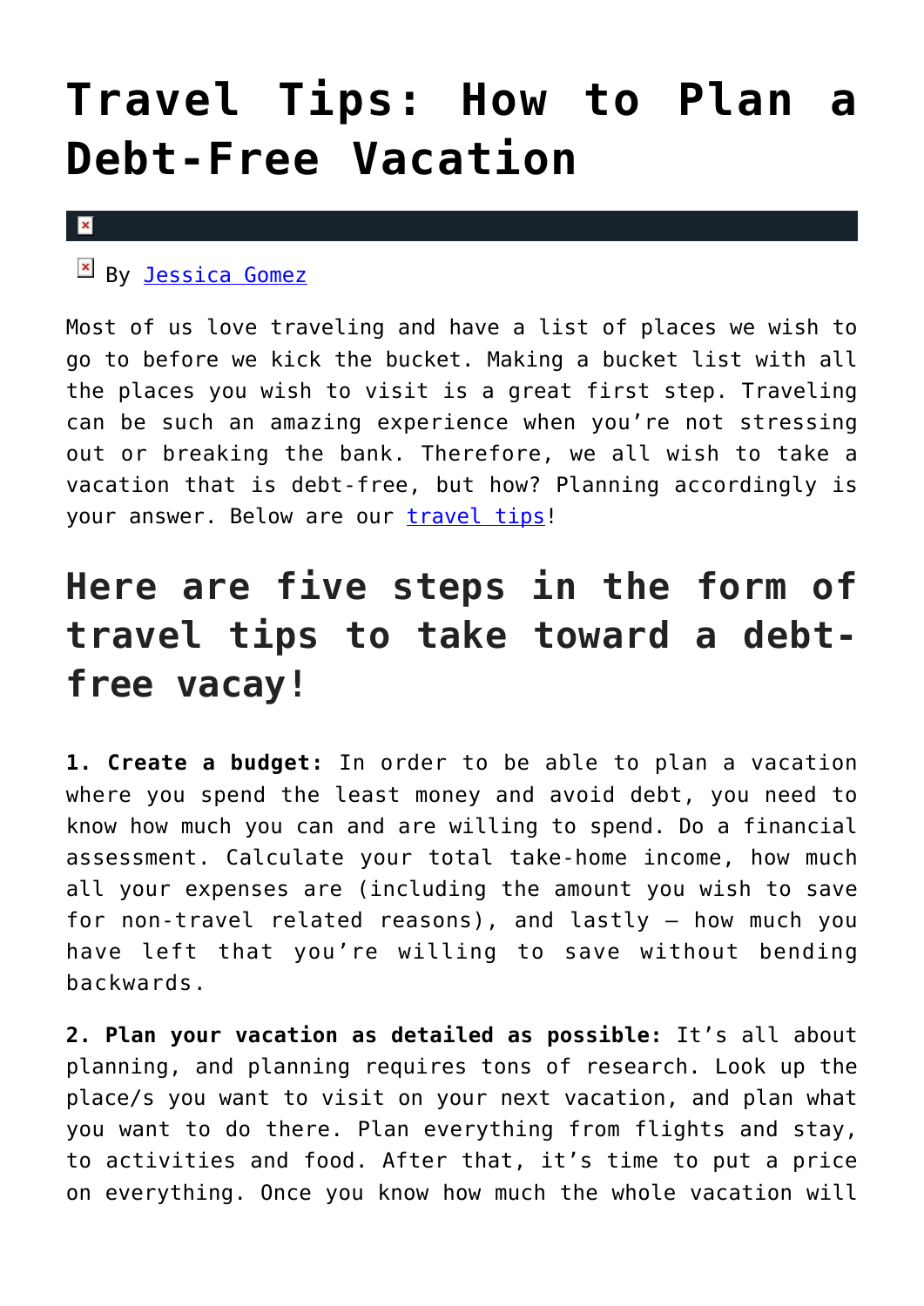# Travel Tips: How to Plan a Debt-Free Vacation

By Jessica Gomez

Most of us love traveling and have a list of places we wish to go to before we kick the bucket. Making a bucket list with all the places you wish to visit is a great first step. Traveling can be such an amazing experience when you're not stressing out or breaking the bank. Therefore, we all wish to take a vacation that is debt-free, but how? Planning accordingly is your answer. Below are our travel tips!

## Here are five steps in the form of travel tips to take toward a debt-free vacay!

**1. Create a budget:** In order to be able to plan a vacation where you spend the least money and avoid debt, you need to know how much you can and are willing to spend. Do a financial assessment. Calculate your total take-home income, how much all your expenses are (including the amount you wish to save for non-travel related reasons), and lastly – how much you have left that you're willing to save without bending backwards.

**2. Plan your vacation as detailed as possible:** It's all about planning, and planning requires tons of research. Look up the place/s you want to visit on your next vacation, and plan what you want to do there. Plan everything from flights and stay, to activities and food. After that, it's time to put a price on everything. Once you know how much the whole vacation will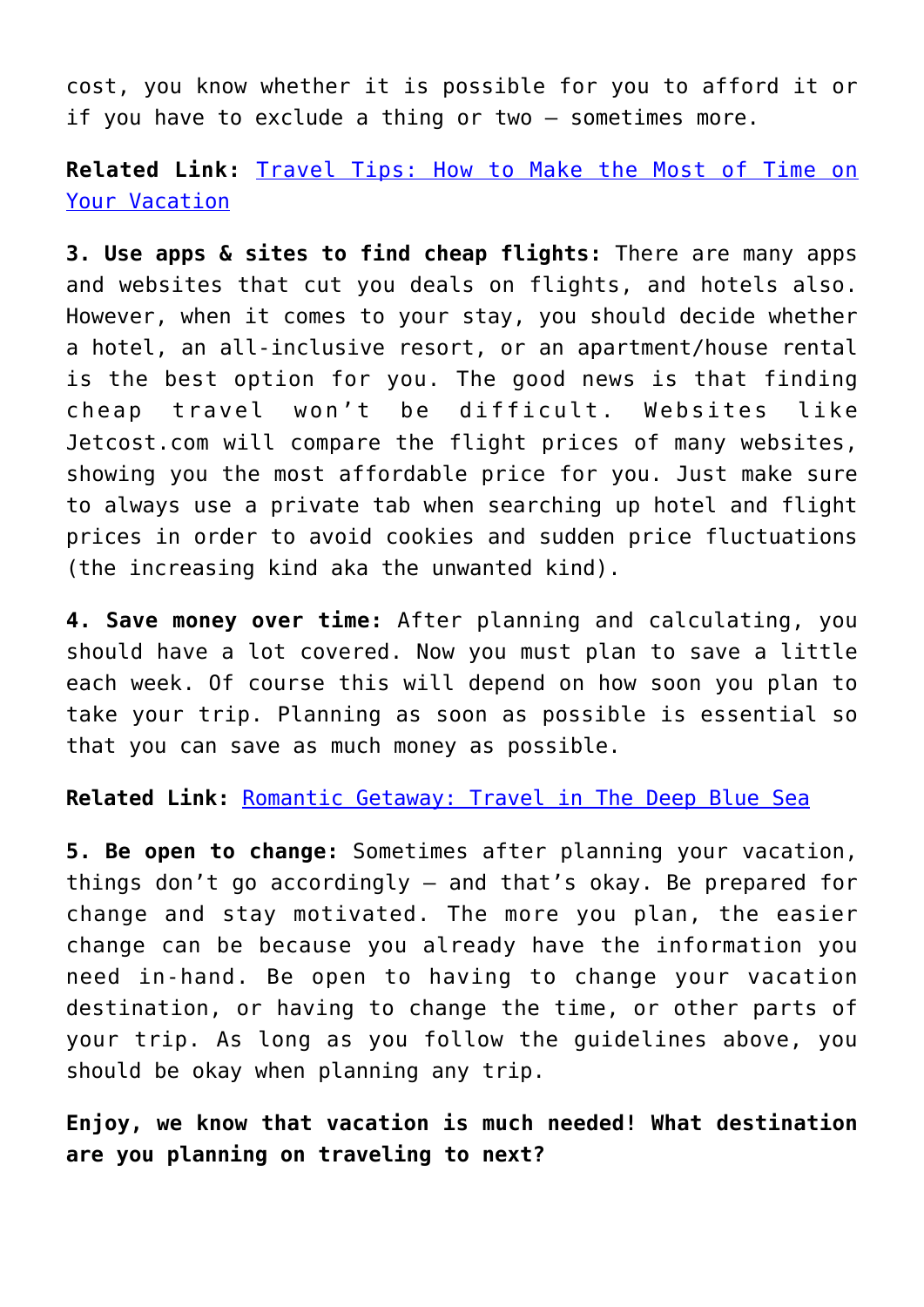cost, you know whether it is possible for you to afford it or if you have to exclude a thing or two – sometimes more.

**Related Link:** Travel Tips: How to Make the Most of Time on Your Vacation

**3. Use apps & sites to find cheap flights:** There are many apps and websites that cut you deals on flights, and hotels also. However, when it comes to your stay, you should decide whether a hotel, an all-inclusive resort, or an apartment/house rental is the best option for you. The good news is that finding cheap travel won't be difficult. Websites like Jetcost.com will compare the flight prices of many websites, showing you the most affordable price for you. Just make sure to always use a private tab when searching up hotel and flight prices in order to avoid cookies and sudden price fluctuations (the increasing kind aka the unwanted kind).

**4. Save money over time:** After planning and calculating, you should have a lot covered. Now you must plan to save a little each week. Of course this will depend on how soon you plan to take your trip. Planning as soon as possible is essential so that you can save as much money as possible.

**Related Link:** Romantic Getaway: Travel in The Deep Blue Sea

**5. Be open to change:** Sometimes after planning your vacation, things don't go accordingly – and that's okay. Be prepared for change and stay motivated. The more you plan, the easier change can be because you already have the information you need in-hand. Be open to having to change your vacation destination, or having to change the time, or other parts of your trip. As long as you follow the guidelines above, you should be okay when planning any trip.

**Enjoy, we know that vacation is much needed! What destination are you planning on traveling to next?**